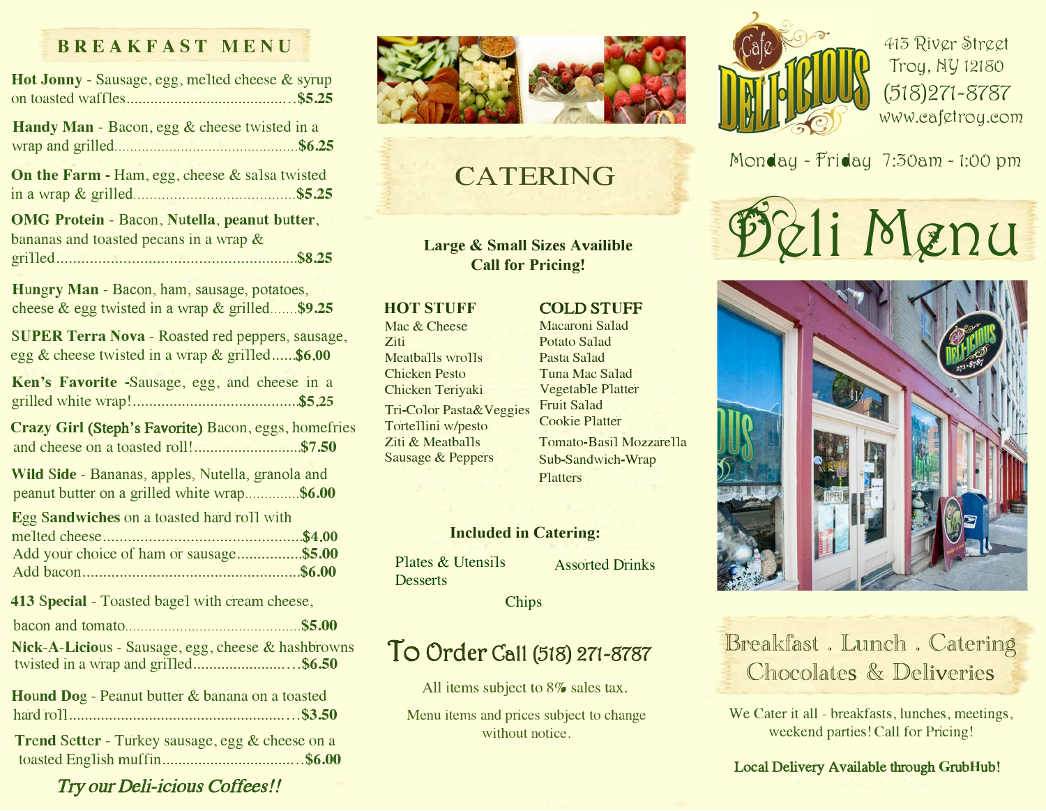## BREAKFAST MENU

**Hot Jonny** - Sausage, egg, melted cheese & syrup on toasted waffles...........................................**$5.25**

**Handy Man** - Bacon, egg & cheese twisted in a wrap and grilled...............................................**$6.25**

**On the Farm** - Ham, egg, cheese & salsa twisted in a wrap & grilled.........................................**$5.25**

**OMG Protein** - Bacon, **Nutella**, **peanut butter**, bananas and toasted pecans in a wrap & grilled...........................................................**$8.25**

**Hungry Man** - Bacon, ham, sausage, potatoes, cheese & egg twisted in a wrap & grilled.......**$9.25**

**SUPER Terra Nova** - Roasted red peppers, sausage, egg & cheese twisted in a wrap & grilled......**$6.00**

**Ken's Favorite** -Sausage, egg, and cheese in a grilled white wrap!.........................................**$5.25**

**Crazy Girl (Steph's Favorite)** Bacon, eggs, homefries and cheese on a toasted roll!...........................**$7.50**

**Wild Side** - Bananas, apples, Nutella, granola and peanut butter on a grilled white wrap..............**$6.00**

**Egg Sandwiches** on a toasted hard roll with melted cheese.................................................**$4.00**
Add your choice of ham or sausage................**$5.00**
Add bacon......................................................**$6.00**

**413 Special** - Toasted bagel with cream cheese, bacon and tomato...........................................**$5.00**

**Nick-A-Licious** - Sausage, egg, cheese & hashbrowns twisted in a wrap and grilled..........................**$6.50**

**Hound Dog** - Peanut butter & banana on a toasted hard roll........................................................**$3.50**

**Trend Setter** - Turkey sausage, egg & cheese on a toasted English muffin...................................**$6.00**

***Try our Deli-icious Coffees!!***

## CATERING

**Large & Small Sizes Availible**
**Call for Pricing!**

| HOT STUFF | COLD STUFF |
|---|---|
| Mac & Cheese | Macaroni Salad |
| Ziti | Potato Salad |
| Meatballs wrolls | Pasta Salad |
| Chicken Pesto | Tuna Mac Salad |
| Chicken Teriyaki | Vegetable Platter |
| Tri-Color Pasta&Veggies | Fruit Salad |
| Tortellini w/pesto | Cookie Platter |
| Ziti & Meatballs | Tomato-Basil Mozzarella |
| Sausage & Peppers | Sub-Sandwich-Wrap Platters |

**Included in Catering:**

Plates & Utensils
Desserts
Assorted Drinks
Chips

### To Order Call (518) 271-8787

All items subject to 8% sales tax.

Menu items and prices subject to change without notice.

Cafe DELI-ICIOUS

413 River Street
Troy, NY 12180
(518)271-8787
www.cafetroy.com

Monday - Friday 7:30am - 1:00 pm

# Deli Menu

Breakfast . Lunch . Catering
Chocolates & Deliveries

We Cater it all - breakfasts, lunches, meetings, weekend parties! Call for Pricing!

**Local Delivery Available through GrubHub!**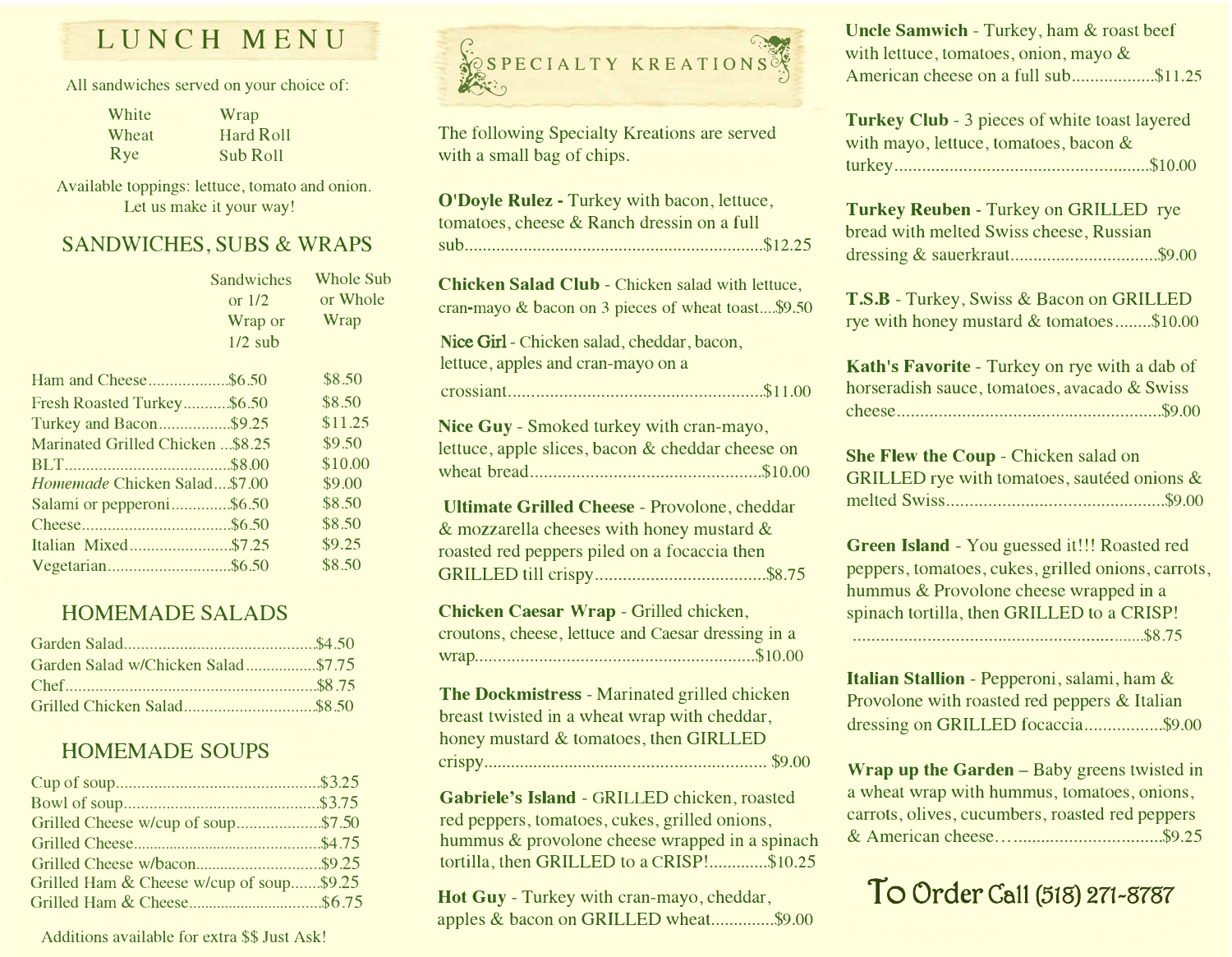# LUNCH MENU

All sandwiches served on your choice of:

| | |
|---|---|
| White | Wrap |
| Wheat | Hard Roll |
| Rye | Sub Roll |

Available toppings: lettuce, tomato and onion.
Let us make it your way!

## SANDWICHES, SUBS & WRAPS

| | Sandwiches or 1/2 Wrap or 1/2 sub | Whole Sub or Whole Wrap |
|---|---|---|
| Ham and Cheese | $6.50 | $8.50 |
| Fresh Roasted Turkey | $6.50 | $8.50 |
| Turkey and Bacon | $9.25 | $11.25 |
| Marinated Grilled Chicken | $8.25 | $9.50 |
| BLT | $8.00 | $10.00 |
| *Homemade* Chicken Salad | $7.00 | $9.00 |
| Salami or pepperoni | $6.50 | $8.50 |
| Cheese | $6.50 | $8.50 |
| Italian Mixed | $7.25 | $9.25 |
| Vegetarian | $6.50 | $8.50 |

## HOMEMADE SALADS

| | |
|---|---|
| Garden Salad | $4.50 |
| Garden Salad w/Chicken Salad | $7.75 |
| Chef | $8.75 |
| Grilled Chicken Salad | $8.50 |

## HOMEMADE SOUPS

| | |
|---|---|
| Cup of soup | $3.25 |
| Bowl of soup | $3.75 |
| Grilled Cheese w/cup of soup | $7.50 |
| Grilled Cheese | $4.75 |
| Grilled Cheese w/bacon | $9.25 |
| Grilled Ham & Cheese w/cup of soup | $9.25 |
| Grilled Ham & Cheese | $6.75 |

Additions available for extra $$ Just Ask!

## SPECIALTY KREATIONS

The following Specialty Kreations are served with a small bag of chips.

**O'Doyle Rulez -** Turkey with bacon, lettuce, tomatoes, cheese & Ranch dressin on a full sub....$12.25

**Chicken Salad Club** - Chicken salad with lettuce, cran-mayo & bacon on 3 pieces of wheat toast....$9.50

**Nice Girl** - Chicken salad, cheddar, bacon, lettuce, apples and cran-mayo on a crossiant....$11.00

**Nice Guy** - Smoked turkey with cran-mayo, lettuce, apple slices, bacon & cheddar cheese on wheat bread....$10.00

**Ultimate Grilled Cheese** - Provolone, cheddar & mozzarella cheeses with honey mustard & roasted red peppers piled on a focaccia then GRILLED till crispy....$8.75

**Chicken Caesar Wrap** - Grilled chicken, croutons, cheese, lettuce and Caesar dressing in a wrap....$10.00

**The Dockmistress** - Marinated grilled chicken breast twisted in a wheat wrap with cheddar, honey mustard & tomatoes, then GIRLLED crispy.... $9.00

**Gabriele's Island** - GRILLED chicken, roasted red peppers, tomatoes, cukes, grilled onions, hummus & provolone cheese wrapped in a spinach tortilla, then GRILLED to a CRISP!....$10.25

**Hot Guy** - Turkey with cran-mayo, cheddar, apples & bacon on GRILLED wheat....$9.00

**Uncle Samwich** - Turkey, ham & roast beef with lettuce, tomatoes, onion, mayo & American cheese on a full sub....$11.25

**Turkey Club** - 3 pieces of white toast layered with mayo, lettuce, tomatoes, bacon & turkey....$10.00

**Turkey Reuben** - Turkey on GRILLED rye bread with melted Swiss cheese, Russian dressing & sauerkraut....$9.00

**T.S.B** - Turkey, Swiss & Bacon on GRILLED rye with honey mustard & tomatoes....$10.00

**Kath's Favorite** - Turkey on rye with a dab of horseradish sauce, tomatoes, avacado & Swiss cheese....$9.00

**She Flew the Coup** - Chicken salad on GRILLED rye with tomatoes, sautéed onions & melted Swiss....$9.00

**Green Island** - You guessed it!!! Roasted red peppers, tomatoes, cukes, grilled onions, carrots, hummus & Provolone cheese wrapped in a spinach tortilla, then GRILLED to a CRISP! ....$8.75

**Italian Stallion** - Pepperoni, salami, ham & Provolone with roasted red peppers & Italian dressing on GRILLED focaccia....$9.00

**Wrap up the Garden** – Baby greens twisted in a wheat wrap with hummus, tomatoes, onions, carrots, olives, cucumbers, roasted red peppers & American cheese....$9.25

## To Order Call (518) 271-8787